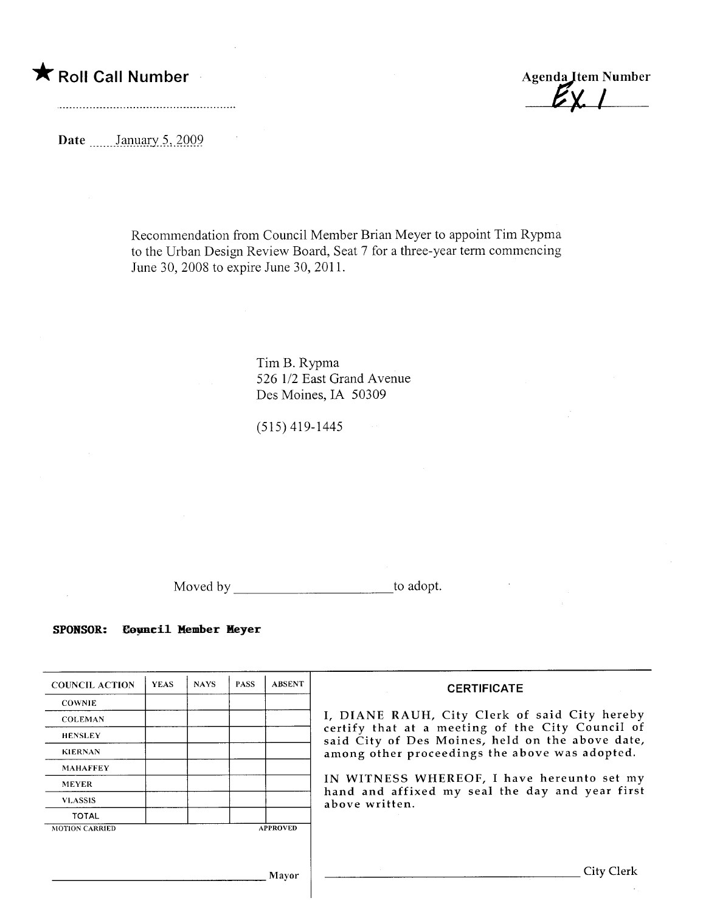★ **Roll Call Number**

..........................................................

**Agenda Item Number**
EX. 1

**Date** January 5, 2009

Recommendation from Council Member Brian Meyer to appoint Tim Rypma to the Urban Design Review Board, Seat 7 for a three-year term commencing June 30, 2008 to expire June 30, 2011.

Tim B. Rypma
526 1/2 East Grand Avenue
Des Moines, IA 50309

(515) 419-1445

Moved by ______________________ to adopt.

**SPONSOR: Council Member Meyer**

| COUNCIL ACTION | YEAS | NAYS | PASS | ABSENT |
|---|---|---|---|---|
| COWNIE | | | | |
| COLEMAN | | | | |
| HENSLEY | | | | |
| KIERNAN | | | | |
| MAHAFFEY | | | | |
| MEYER | | | | |
| VLASSIS | | | | |
| TOTAL | | | | |
| MOTION CARRIED | | | | APPROVED |

______________________________ Mayor

**CERTIFICATE**

I, DIANE RAUH, City Clerk of said City hereby certify that at a meeting of the City Council of said City of Des Moines, held on the above date, among other proceedings the above was adopted.

IN WITNESS WHEREOF, I have hereunto set my hand and affixed my seal the day and year first above written.

______________________________ City Clerk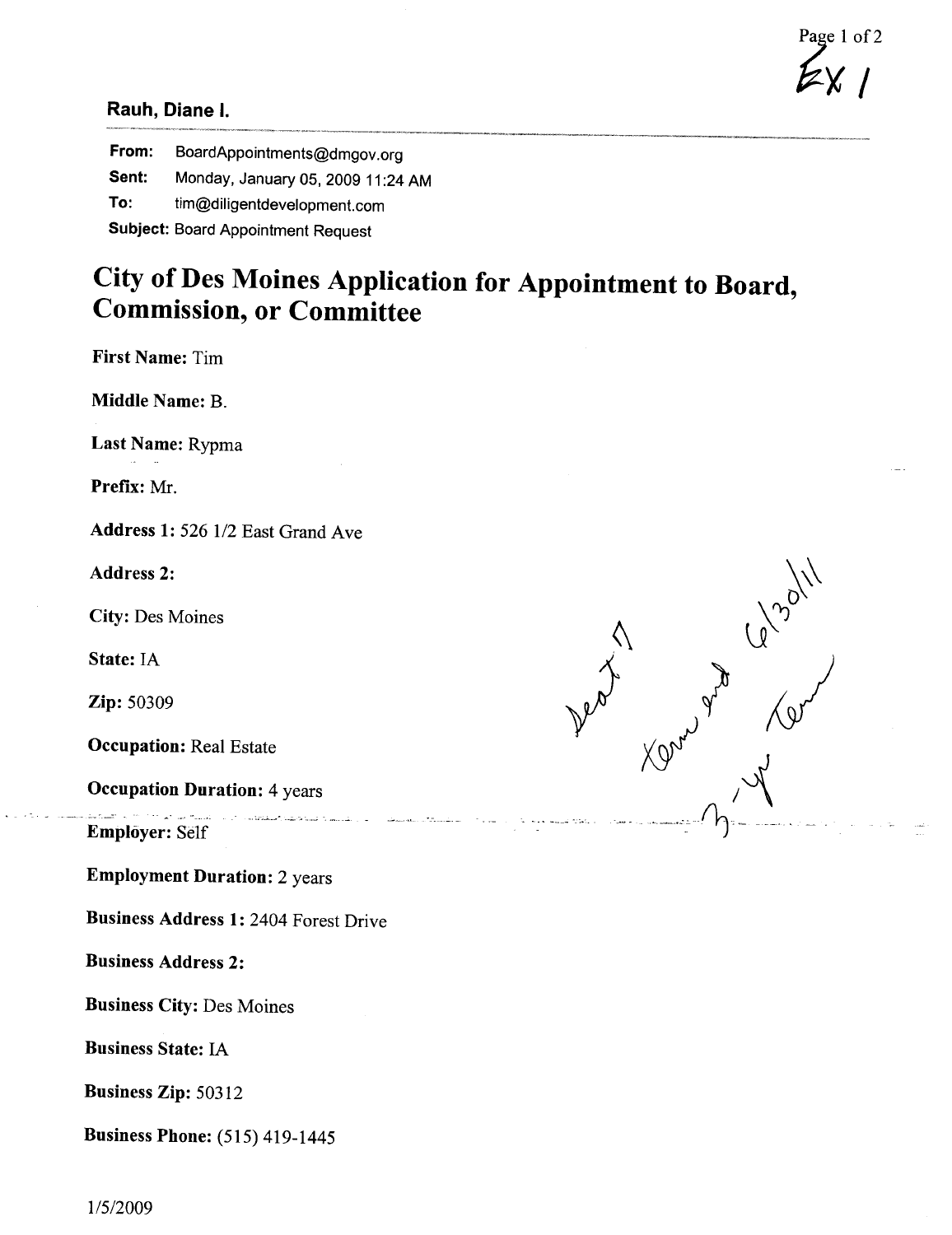EX 1

**Rauh, Diane I.**

**From:** BoardAppointments@dmgov.org

**Sent:** Monday, January 05, 2009 11:24 AM

**To:** tim@diligentdevelopment.com

**Subject:** Board Appointment Request

# City of Des Moines Application for Appointment to Board, Commission, or Committee

**First Name:** Tim

**Middle Name:** B.

**Last Name:** Rypma

**Prefix:** Mr.

**Address 1:** 526 1/2 East Grand Ave

**Address 2:**

**City:** Des Moines

**State:** IA

**Zip:** 50309

**Occupation:** Real Estate

**Occupation Duration:** 4 years

**Employer:** Self

**Employment Duration:** 2 years

**Business Address 1:** 2404 Forest Drive

**Business Address 2:**

**Business City:** Des Moines

**Business State:** IA

**Business Zip:** 50312

**Business Phone:** (515) 419-1445

Seat 7
Term end 6/30/11
3-yr Term

1/5/2009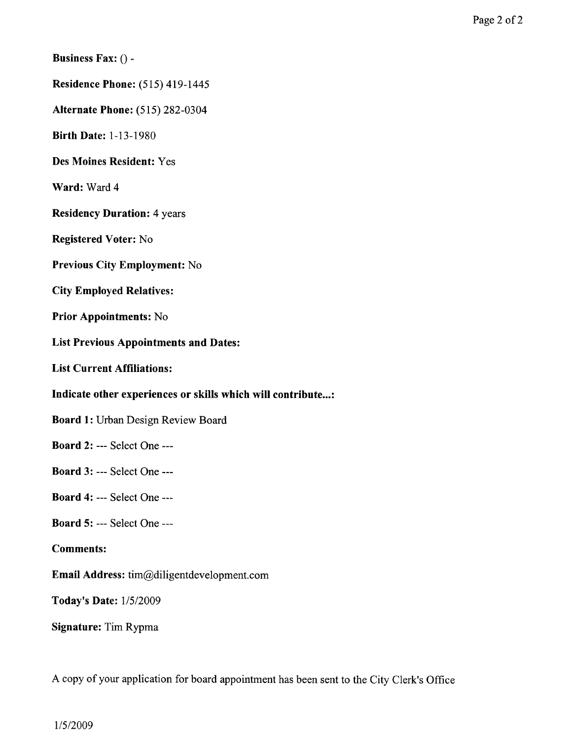**Business Fax:** () -

**Residence Phone:** (515) 419-1445

**Alternate Phone:** (515) 282-0304

**Birth Date:** 1-13-1980

**Des Moines Resident:** Yes

**Ward:** Ward 4

**Residency Duration:** 4 years

**Registered Voter:** No

**Previous City Employment:** No

**City Employed Relatives:**

**Prior Appointments:** No

**List Previous Appointments and Dates:**

**List Current Affiliations:**

**Indicate other experiences or skills which will contribute...:**

**Board 1:** Urban Design Review Board

**Board 2:** --- Select One ---

**Board 3:** --- Select One ---

**Board 4:** --- Select One ---

**Board 5:** --- Select One ---

**Comments:**

**Email Address:** tim@diligentdevelopment.com

**Today's Date:** 1/5/2009

**Signature:** Tim Rypma

A copy of your application for board appointment has been sent to the City Clerk's Office

1/5/2009